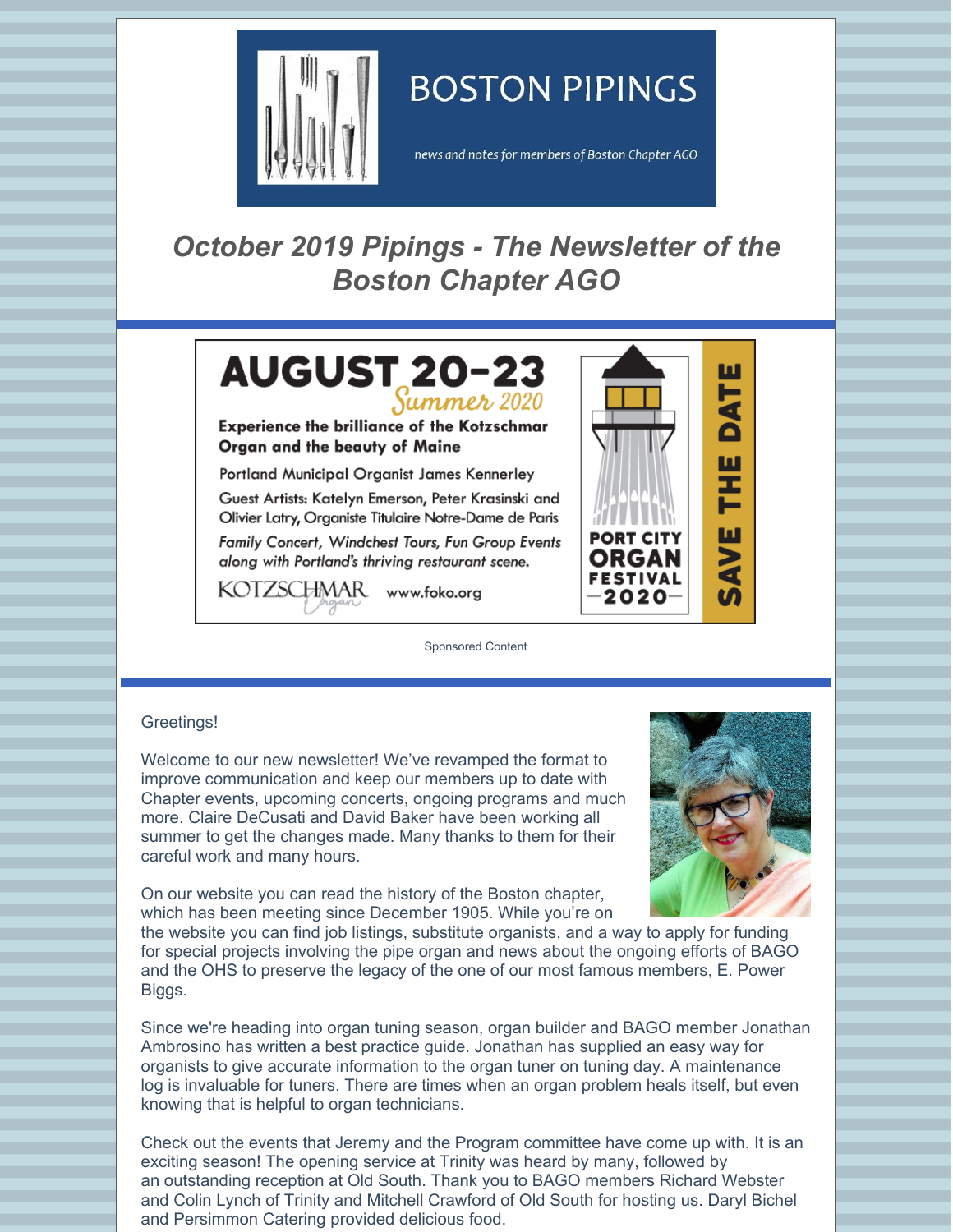# BOSTON PIPINGS

*news and notes for members of Boston Chapter AGO*

## *October 2019 Pipings - The Newsletter of the Boston Chapter AGO*

**AUGUST 20-23** *Summer 2020*

**Experience the brilliance of the Kotzschmar Organ and the beauty of Maine**

Portland Municipal Organist James Kennerley

Guest Artists: Katelyn Emerson, Peter Krasinski and Olivier Latry, Organiste Titulaire Notre-Dame de Paris

*Family Concert, Windchest Tours, Fun Group Events along with Portland's thriving restaurant scene.*

KOTZSCHMAR Organ www.foko.org

PORT CITY ORGAN FESTIVAL 2020

SAVE THE DATE

Sponsored Content

Greetings!

Welcome to our new newsletter! We've revamped the format to improve communication and keep our members up to date with Chapter events, upcoming concerts, ongoing programs and much more. Claire DeCusati and David Baker have been working all summer to get the changes made. Many thanks to them for their careful work and many hours.

On our website you can read the history of the Boston chapter, which has been meeting since December 1905. While you're on the website you can find job listings, substitute organists, and a way to apply for funding for special projects involving the pipe organ and news about the ongoing efforts of BAGO and the OHS to preserve the legacy of the one of our most famous members, E. Power Biggs.

Since we're heading into organ tuning season, organ builder and BAGO member Jonathan Ambrosino has written a best practice guide. Jonathan has supplied an easy way for organists to give accurate information to the organ tuner on tuning day. A maintenance log is invaluable for tuners. There are times when an organ problem heals itself, but even knowing that is helpful to organ technicians.

Check out the events that Jeremy and the Program committee have come up with. It is an exciting season! The opening service at Trinity was heard by many, followed by an outstanding reception at Old South. Thank you to BAGO members Richard Webster and Colin Lynch of Trinity and Mitchell Crawford of Old South for hosting us. Daryl Bichel and Persimmon Catering provided delicious food.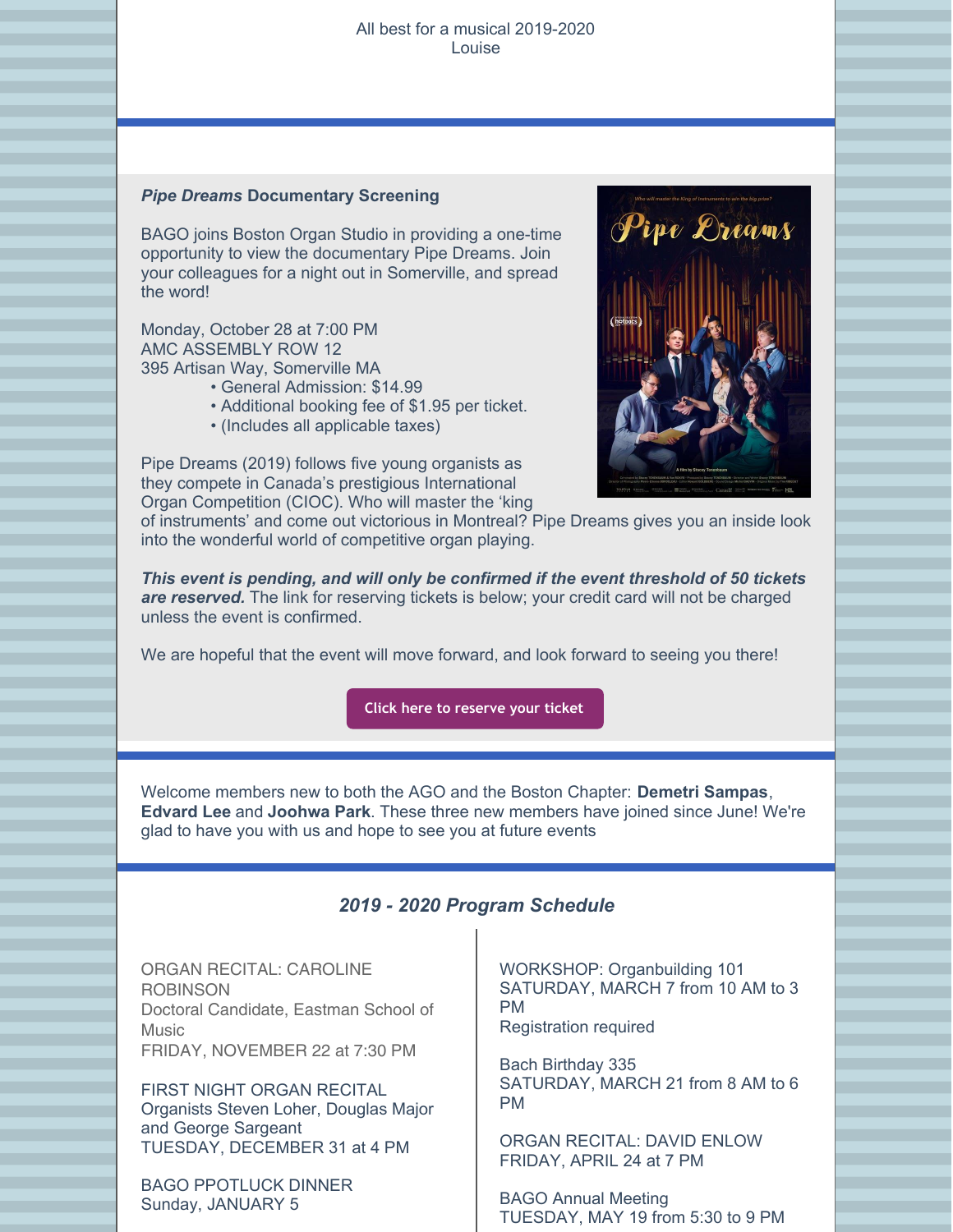All best for a musical 2019-2020
Louise

***Pipe Dreams* Documentary Screening**

BAGO joins Boston Organ Studio in providing a one-time opportunity to view the documentary Pipe Dreams. Join your colleagues for a night out in Somerville, and spread the word!

Monday, October 28 at 7:00 PM
AMC ASSEMBLY ROW 12
395 Artisan Way, Somerville MA

- General Admission: $14.99
- Additional booking fee of $1.95 per ticket.
- (Includes all applicable taxes)

Pipe Dreams (2019) follows five young organists as they compete in Canada's prestigious International Organ Competition (CIOC). Who will master the 'king of instruments' and come out victorious in Montreal? Pipe Dreams gives you an inside look into the wonderful world of competitive organ playing.

***This event is pending, and will only be confirmed if the event threshold of 50 tickets are reserved.*** The link for reserving tickets is below; your credit card will not be charged unless the event is confirmed.

We are hopeful that the event will move forward, and look forward to seeing you there!

Click here to reserve your ticket

Welcome members new to both the AGO and the Boston Chapter: **Demetri Sampas**, **Edvard Lee** and **Joohwa Park**. These three new members have joined since June! We're glad to have you with us and hope to see you at future events

## *2019 - 2020 Program Schedule*

ORGAN RECITAL: CAROLINE ROBINSON
Doctoral Candidate, Eastman School of Music
FRIDAY, NOVEMBER 22 at 7:30 PM

FIRST NIGHT ORGAN RECITAL
Organists Steven Loher, Douglas Major and George Sargeant
TUESDAY, DECEMBER 31 at 4 PM

BAGO PPOTLUCK DINNER
Sunday, JANUARY 5

WORKSHOP: Organbuilding 101
SATURDAY, MARCH 7 from 10 AM to 3 PM
Registration required

Bach Birthday 335
SATURDAY, MARCH 21 from 8 AM to 6 PM

ORGAN RECITAL: DAVID ENLOW
FRIDAY, APRIL 24 at 7 PM

BAGO Annual Meeting
TUESDAY, MAY 19 from 5:30 to 9 PM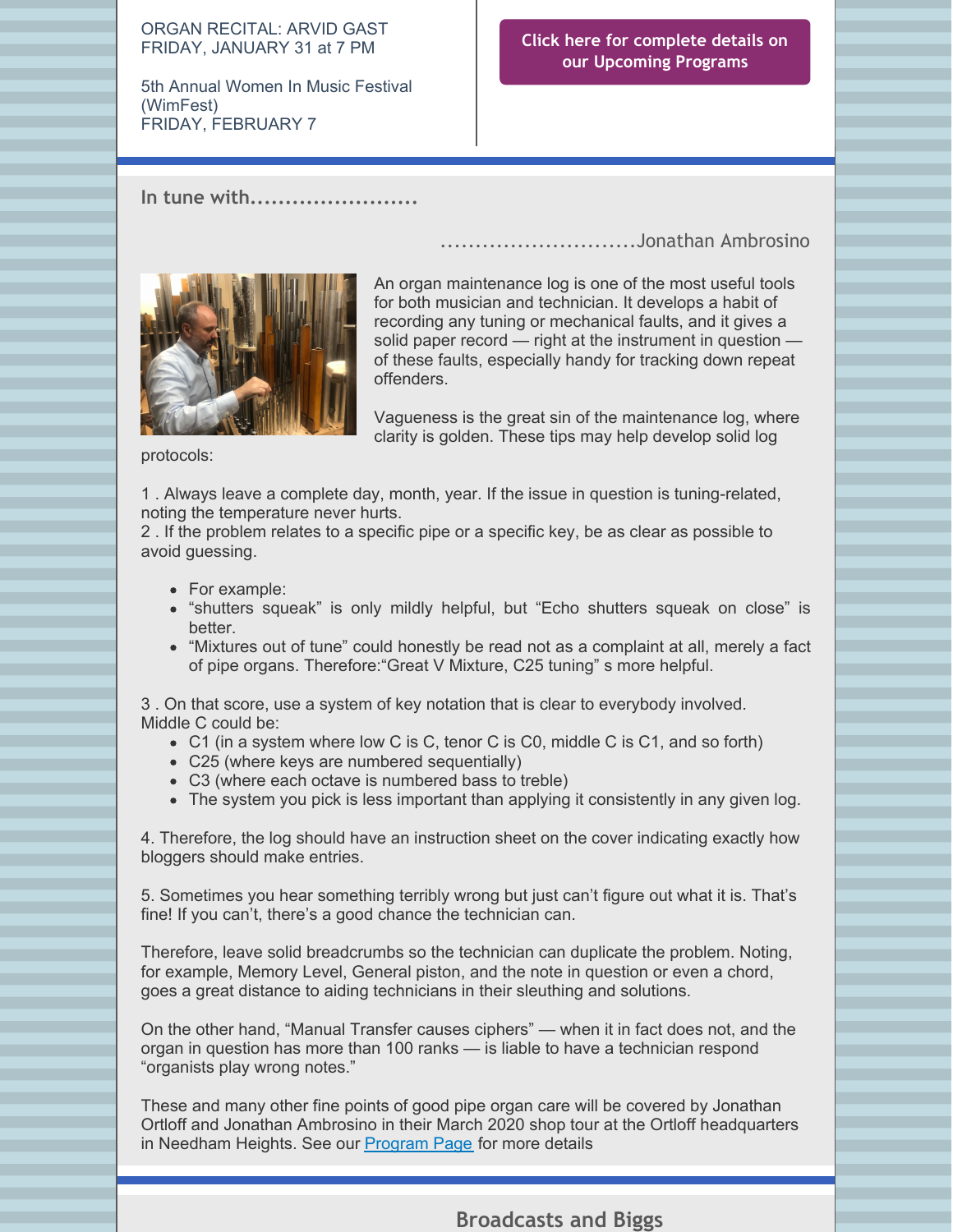ORGAN RECITAL: ARVID GAST
FRIDAY, JANUARY 31 at 7 PM

5th Annual Women In Music Festival (WimFest)
FRIDAY, FEBRUARY 7

Click here for complete details on our Upcoming Programs

## In tune with........................

.............................Jonathan Ambrosino

An organ maintenance log is one of the most useful tools for both musician and technician. It develops a habit of recording any tuning or mechanical faults, and it gives a solid paper record — right at the instrument in question — of these faults, especially handy for tracking down repeat offenders.

Vagueness is the great sin of the maintenance log, where clarity is golden. These tips may help develop solid log protocols:

1 . Always leave a complete day, month, year. If the issue in question is tuning-related, noting the temperature never hurts.
2 . If the problem relates to a specific pipe or a specific key, be as clear as possible to avoid guessing.

- For example:
- “shutters squeak” is only mildly helpful, but “Echo shutters squeak on close” is better.
- “Mixtures out of tune” could honestly be read not as a complaint at all, merely a fact of pipe organs. Therefore:“Great V Mixture, C25 tuning” s more helpful.

3 . On that score, use a system of key notation that is clear to everybody involved. Middle C could be:

- C1 (in a system where low C is C, tenor C is C0, middle C is C1, and so forth)
- C25 (where keys are numbered sequentially)
- C3 (where each octave is numbered bass to treble)
- The system you pick is less important than applying it consistently in any given log.

4. Therefore, the log should have an instruction sheet on the cover indicating exactly how bloggers should make entries.

5. Sometimes you hear something terribly wrong but just can’t figure out what it is. That’s fine! If you can’t, there’s a good chance the technician can.

Therefore, leave solid breadcrumbs so the technician can duplicate the problem. Noting, for example, Memory Level, General piston, and the note in question or even a chord, goes a great distance to aiding technicians in their sleuthing and solutions.

On the other hand, “Manual Transfer causes ciphers” — when it in fact does not, and the organ in question has more than 100 ranks — is liable to have a technician respond “organists play wrong notes.”

These and many other fine points of good pipe organ care will be covered by Jonathan Ortloff and Jonathan Ambrosino in their March 2020 shop tour at the Ortloff headquarters in Needham Heights. See our Program Page for more details

## Broadcasts and Biggs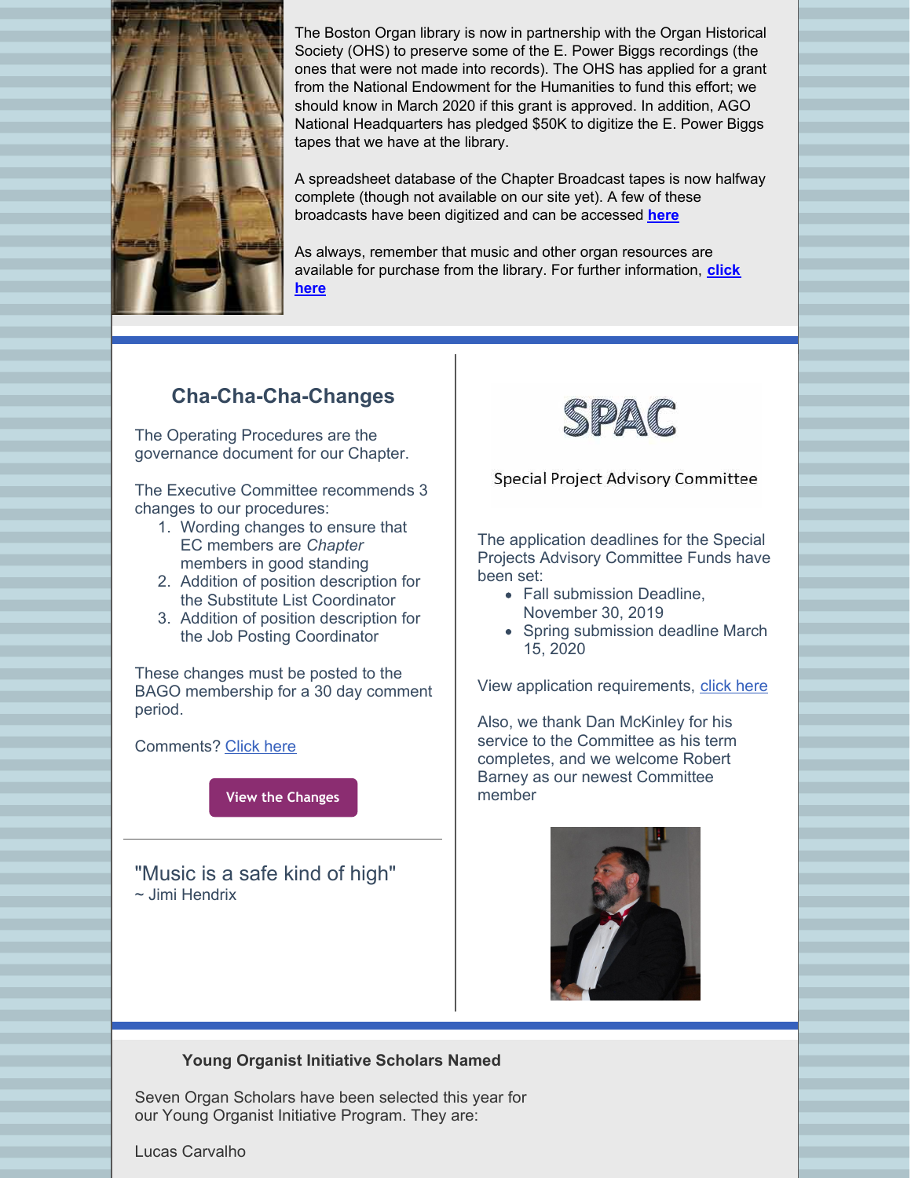The Boston Organ library is now in partnership with the Organ Historical Society (OHS) to preserve some of the E. Power Biggs recordings (the ones that were not made into records). The OHS has applied for a grant from the National Endowment for the Humanities to fund this effort; we should know in March 2020 if this grant is approved. In addition, AGO National Headquarters has pledged $50K to digitize the E. Power Biggs tapes that we have at the library.

A spreadsheet database of the Chapter Broadcast tapes is now halfway complete (though not available on our site yet). A few of these broadcasts have been digitized and can be accessed **here**

As always, remember that music and other organ resources are available for purchase from the library. For further information, **click here**

## Cha-Cha-Cha-Changes

The Operating Procedures are the governance document for our Chapter.

The Executive Committee recommends 3 changes to our procedures:

1. Wording changes to ensure that EC members are *Chapter* members in good standing
2. Addition of position description for the Substitute List Coordinator
3. Addition of position description for the Job Posting Coordinator

These changes must be posted to the BAGO membership for a 30 day comment period.

Comments? Click here

View the Changes

"Music is a safe kind of high"
~ Jimi Hendrix

## SPAC

Special Project Advisory Committee

The application deadlines for the Special Projects Advisory Committee Funds have been set:

- Fall submission Deadline, November 30, 2019
- Spring submission deadline March 15, 2020

View application requirements, click here

Also, we thank Dan McKinley for his service to the Committee as his term completes, and we welcome Robert Barney as our newest Committee member

**Young Organist Initiative Scholars Named**

Seven Organ Scholars have been selected this year for our Young Organist Initiative Program. They are:

Lucas Carvalho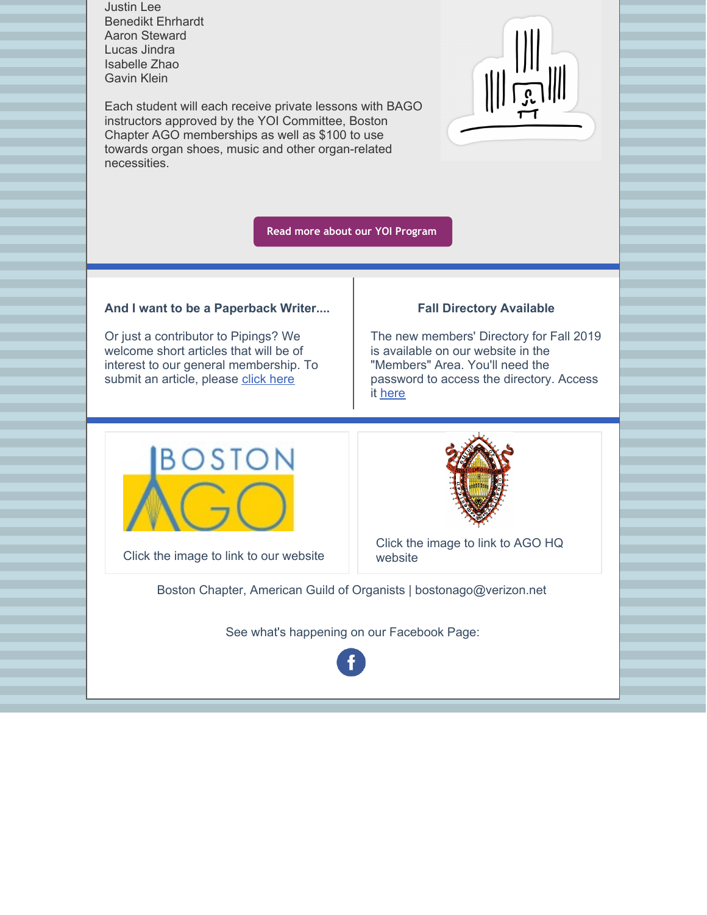Justin Lee
Benedikt Ehrhardt
Aaron Steward
Lucas Jindra
Isabelle Zhao
Gavin Klein

Each student will each receive private lessons with BAGO instructors approved by the YOI Committee, Boston Chapter AGO memberships as well as $100 to use towards organ shoes, music and other organ-related necessities.

Read more about our YOI Program

### And I want to be a Paperback Writer....

Or just a contributor to Pipings? We welcome short articles that will be of interest to our general membership. To submit an article, please click here

### Fall Directory Available

The new members' Directory for Fall 2019 is available on our website in the "Members" Area. You'll need the password to access the directory. Access it here

Click the image to link to our website

Click the image to link to AGO HQ website

Boston Chapter, American Guild of Organists | bostonago@verizon.net

See what's happening on our Facebook Page: